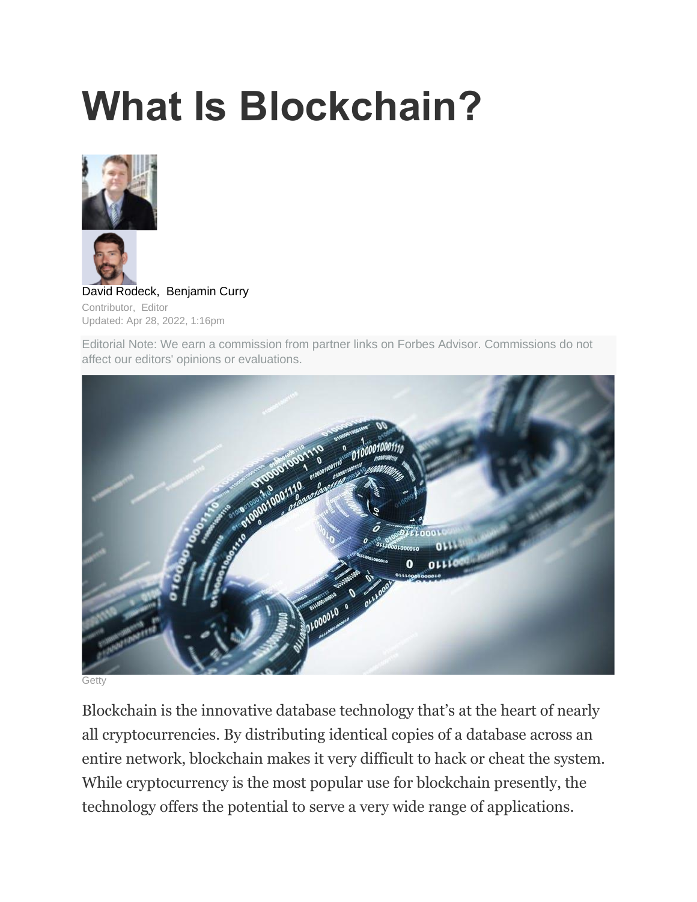# What Is Blockchain?

David Rodeck, Benjamin Curry

Contributor, Editor

Updated: Apr 28, 2022, 1:16pm

Editorial Note: We earn a commission from partner links on Forbes Advisor. Commissions do not affect our editors' opinions or evaluations.

Getty

Blockchain is the innovative database technology that's at the heart of nearly all cryptocurrencies. By distributing identical copies of a database across an entire network, blockchain makes it very difficult to hack or cheat the system. While cryptocurrency is the most popular use for blockchain presently, the technology offers the potential to serve a very wide range of applications.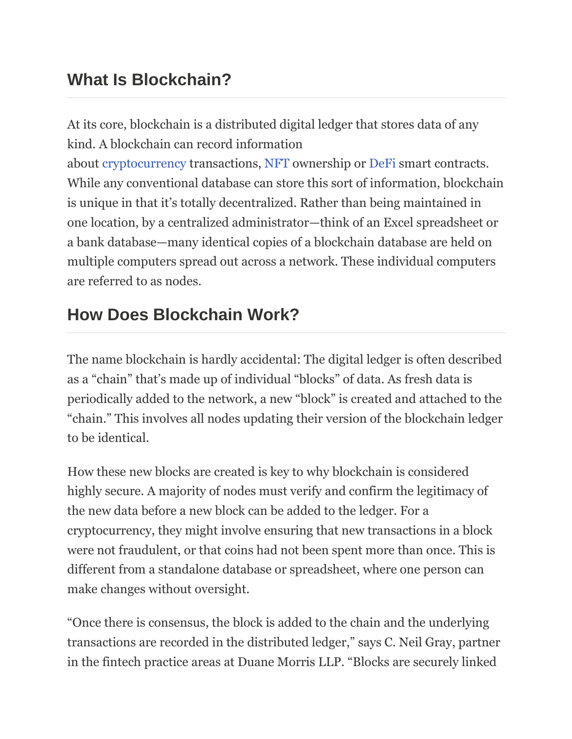## What Is Blockchain?

At its core, blockchain is a distributed digital ledger that stores data of any kind. A blockchain can record information about cryptocurrency transactions, NFT ownership or DeFi smart contracts. While any conventional database can store this sort of information, blockchain is unique in that it's totally decentralized. Rather than being maintained in one location, by a centralized administrator—think of an Excel spreadsheet or a bank database—many identical copies of a blockchain database are held on multiple computers spread out across a network. These individual computers are referred to as nodes.

## How Does Blockchain Work?

The name blockchain is hardly accidental: The digital ledger is often described as a "chain" that's made up of individual "blocks" of data. As fresh data is periodically added to the network, a new "block" is created and attached to the "chain." This involves all nodes updating their version of the blockchain ledger to be identical.

How these new blocks are created is key to why blockchain is considered highly secure. A majority of nodes must verify and confirm the legitimacy of the new data before a new block can be added to the ledger. For a cryptocurrency, they might involve ensuring that new transactions in a block were not fraudulent, or that coins had not been spent more than once. This is different from a standalone database or spreadsheet, where one person can make changes without oversight.

"Once there is consensus, the block is added to the chain and the underlying transactions are recorded in the distributed ledger," says C. Neil Gray, partner in the fintech practice areas at Duane Morris LLP. "Blocks are securely linked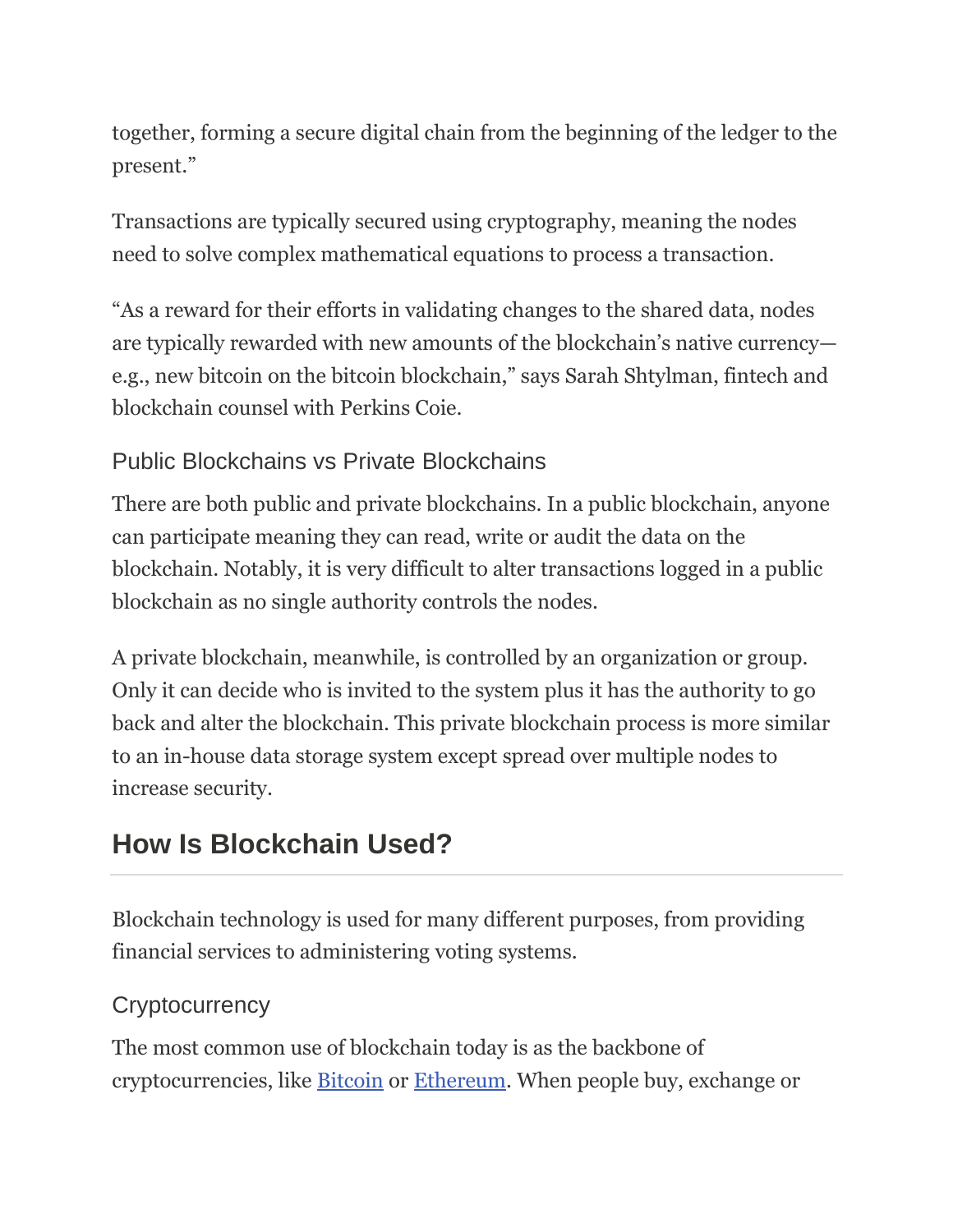together, forming a secure digital chain from the beginning of the ledger to the present."

Transactions are typically secured using cryptography, meaning the nodes need to solve complex mathematical equations to process a transaction.

"As a reward for their efforts in validating changes to the shared data, nodes are typically rewarded with new amounts of the blockchain's native currency—e.g., new bitcoin on the bitcoin blockchain," says Sarah Shtylman, fintech and blockchain counsel with Perkins Coie.

### Public Blockchains vs Private Blockchains

There are both public and private blockchains. In a public blockchain, anyone can participate meaning they can read, write or audit the data on the blockchain. Notably, it is very difficult to alter transactions logged in a public blockchain as no single authority controls the nodes.

A private blockchain, meanwhile, is controlled by an organization or group. Only it can decide who is invited to the system plus it has the authority to go back and alter the blockchain. This private blockchain process is more similar to an in-house data storage system except spread over multiple nodes to increase security.

## How Is Blockchain Used?

Blockchain technology is used for many different purposes, from providing financial services to administering voting systems.

### Cryptocurrency

The most common use of blockchain today is as the backbone of cryptocurrencies, like [Bitcoin]() or [Ethereum](). When people buy, exchange or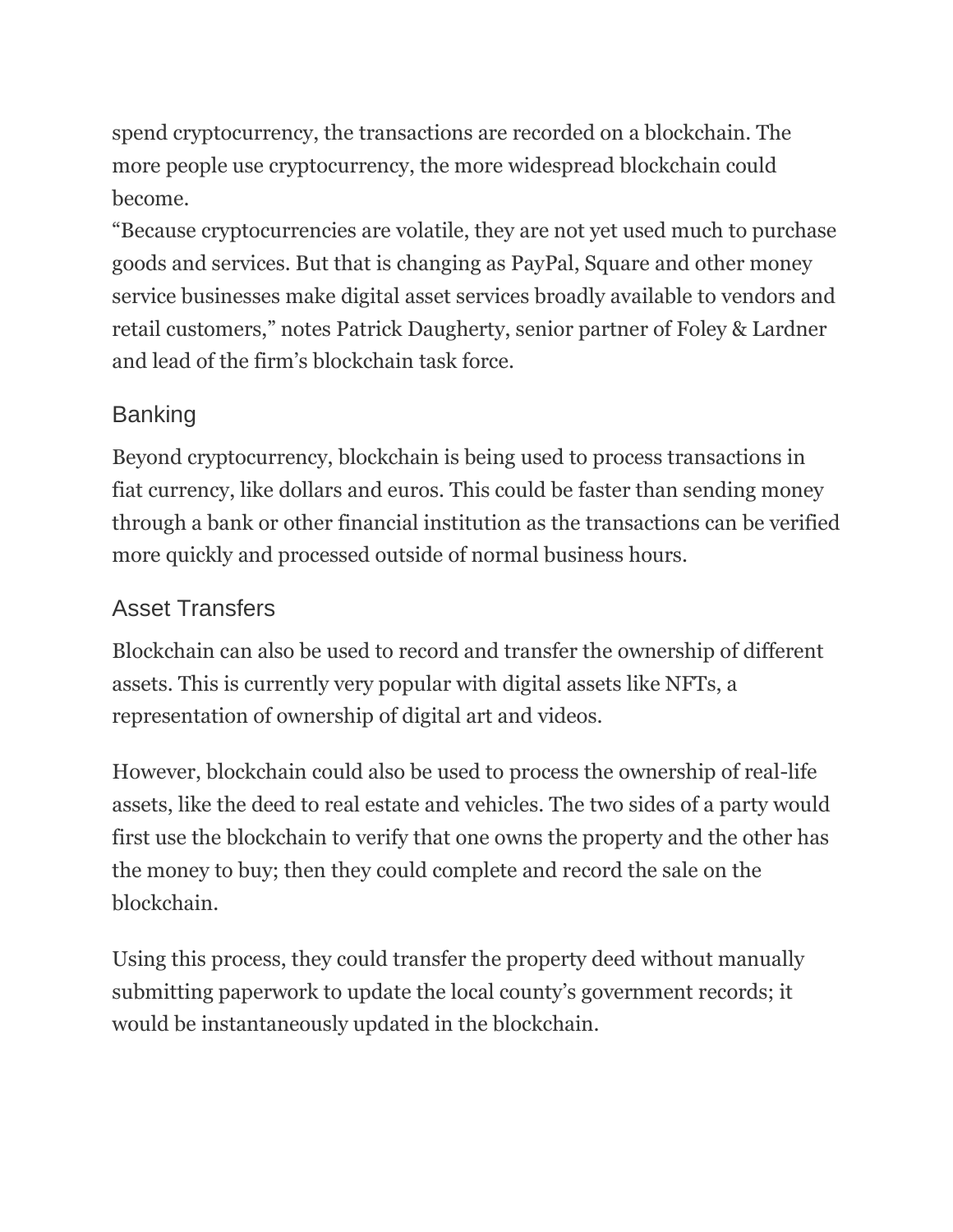spend cryptocurrency, the transactions are recorded on a blockchain. The more people use cryptocurrency, the more widespread blockchain could become.

"Because cryptocurrencies are volatile, they are not yet used much to purchase goods and services. But that is changing as PayPal, Square and other money service businesses make digital asset services broadly available to vendors and retail customers," notes Patrick Daugherty, senior partner of Foley & Lardner and lead of the firm's blockchain task force.

### Banking

Beyond cryptocurrency, blockchain is being used to process transactions in fiat currency, like dollars and euros. This could be faster than sending money through a bank or other financial institution as the transactions can be verified more quickly and processed outside of normal business hours.

### Asset Transfers

Blockchain can also be used to record and transfer the ownership of different assets. This is currently very popular with digital assets like NFTs, a representation of ownership of digital art and videos.

However, blockchain could also be used to process the ownership of real-life assets, like the deed to real estate and vehicles. The two sides of a party would first use the blockchain to verify that one owns the property and the other has the money to buy; then they could complete and record the sale on the blockchain.

Using this process, they could transfer the property deed without manually submitting paperwork to update the local county's government records; it would be instantaneously updated in the blockchain.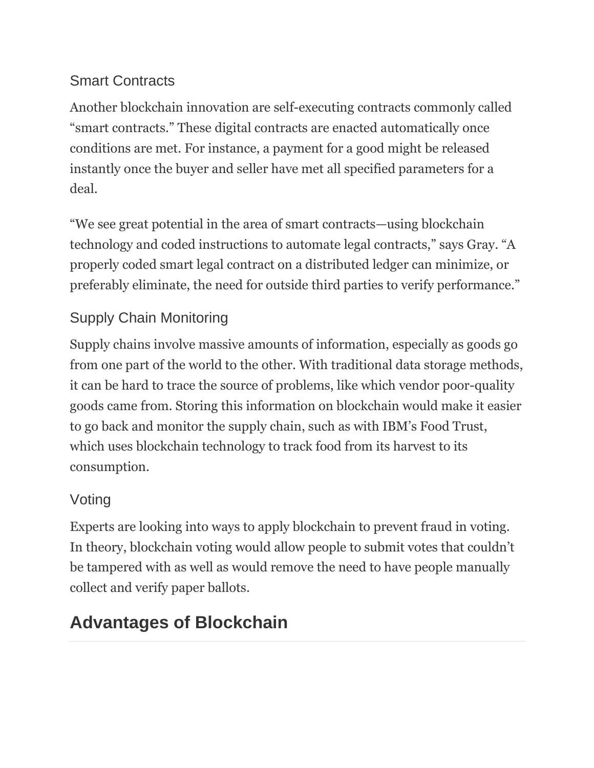### Smart Contracts

Another blockchain innovation are self-executing contracts commonly called “smart contracts.” These digital contracts are enacted automatically once conditions are met. For instance, a payment for a good might be released instantly once the buyer and seller have met all specified parameters for a deal.

“We see great potential in the area of smart contracts—using blockchain technology and coded instructions to automate legal contracts,” says Gray. “A properly coded smart legal contract on a distributed ledger can minimize, or preferably eliminate, the need for outside third parties to verify performance.”

### Supply Chain Monitoring

Supply chains involve massive amounts of information, especially as goods go from one part of the world to the other. With traditional data storage methods, it can be hard to trace the source of problems, like which vendor poor-quality goods came from. Storing this information on blockchain would make it easier to go back and monitor the supply chain, such as with IBM’s Food Trust, which uses blockchain technology to track food from its harvest to its consumption.

### Voting

Experts are looking into ways to apply blockchain to prevent fraud in voting. In theory, blockchain voting would allow people to submit votes that couldn’t be tampered with as well as would remove the need to have people manually collect and verify paper ballots.

## Advantages of Blockchain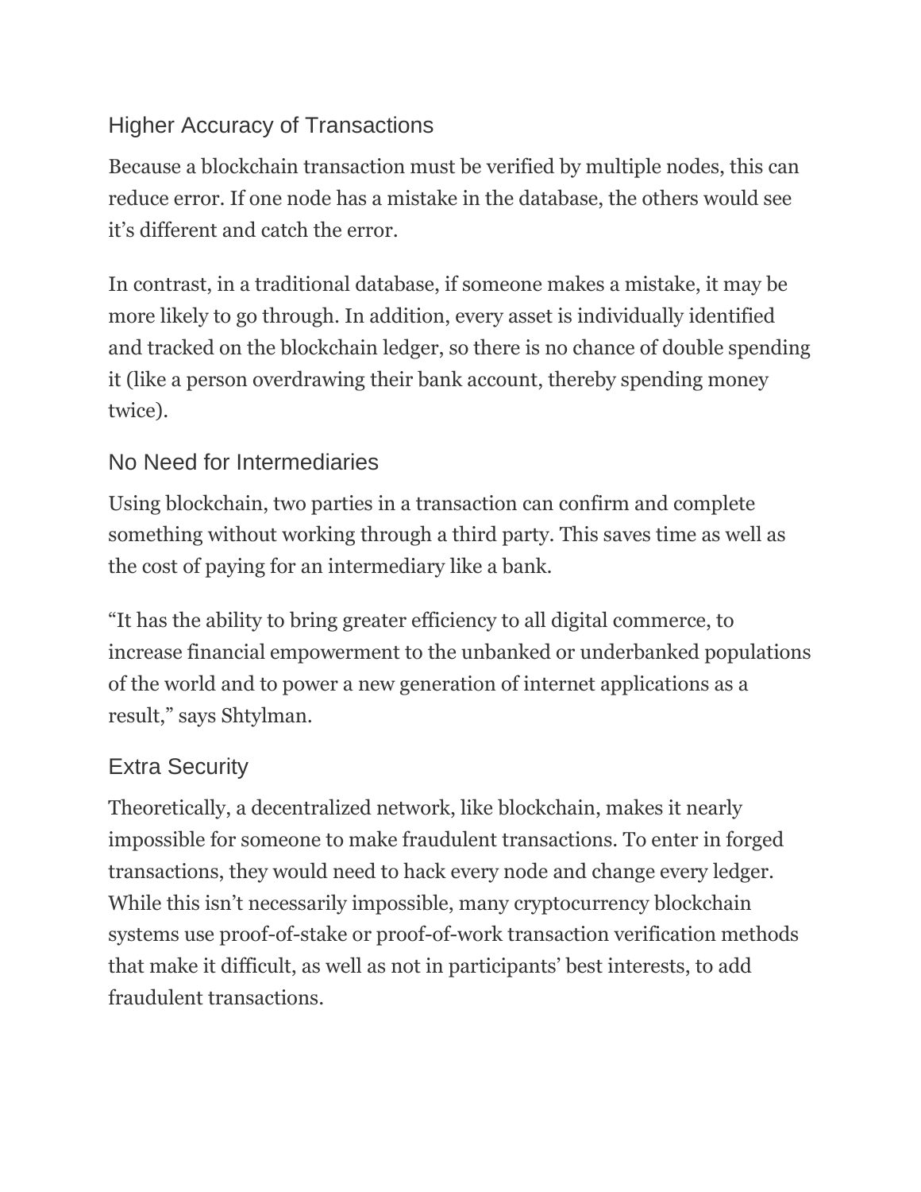### Higher Accuracy of Transactions

Because a blockchain transaction must be verified by multiple nodes, this can reduce error. If one node has a mistake in the database, the others would see it's different and catch the error.

In contrast, in a traditional database, if someone makes a mistake, it may be more likely to go through. In addition, every asset is individually identified and tracked on the blockchain ledger, so there is no chance of double spending it (like a person overdrawing their bank account, thereby spending money twice).

### No Need for Intermediaries

Using blockchain, two parties in a transaction can confirm and complete something without working through a third party. This saves time as well as the cost of paying for an intermediary like a bank.

"It has the ability to bring greater efficiency to all digital commerce, to increase financial empowerment to the unbanked or underbanked populations of the world and to power a new generation of internet applications as a result," says Shtylman.

### Extra Security

Theoretically, a decentralized network, like blockchain, makes it nearly impossible for someone to make fraudulent transactions. To enter in forged transactions, they would need to hack every node and change every ledger. While this isn't necessarily impossible, many cryptocurrency blockchain systems use proof-of-stake or proof-of-work transaction verification methods that make it difficult, as well as not in participants' best interests, to add fraudulent transactions.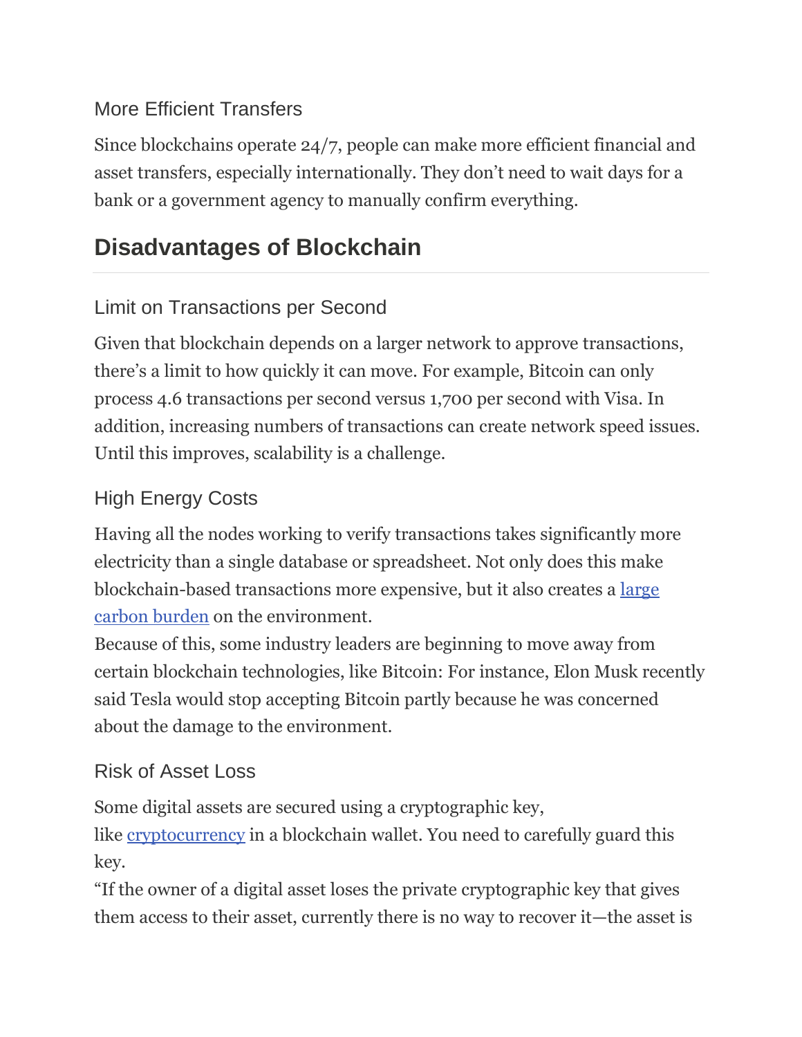### More Efficient Transfers

Since blockchains operate 24/7, people can make more efficient financial and asset transfers, especially internationally. They don't need to wait days for a bank or a government agency to manually confirm everything.

## Disadvantages of Blockchain

### Limit on Transactions per Second

Given that blockchain depends on a larger network to approve transactions, there's a limit to how quickly it can move. For example, Bitcoin can only process 4.6 transactions per second versus 1,700 per second with Visa. In addition, increasing numbers of transactions can create network speed issues. Until this improves, scalability is a challenge.

### High Energy Costs

Having all the nodes working to verify transactions takes significantly more electricity than a single database or spreadsheet. Not only does this make blockchain-based transactions more expensive, but it also creates a large carbon burden on the environment.
Because of this, some industry leaders are beginning to move away from certain blockchain technologies, like Bitcoin: For instance, Elon Musk recently said Tesla would stop accepting Bitcoin partly because he was concerned about the damage to the environment.

### Risk of Asset Loss

Some digital assets are secured using a cryptographic key, like cryptocurrency in a blockchain wallet. You need to carefully guard this key.
"If the owner of a digital asset loses the private cryptographic key that gives them access to their asset, currently there is no way to recover it—the asset is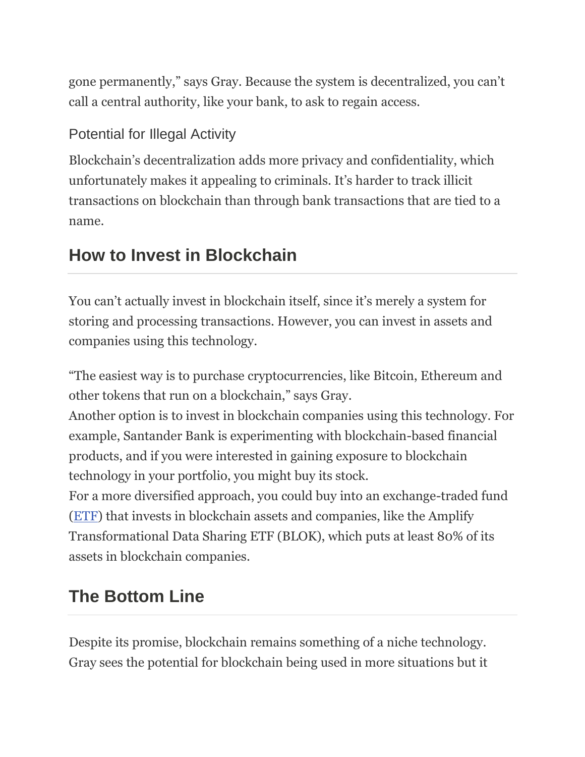gone permanently," says Gray. Because the system is decentralized, you can't call a central authority, like your bank, to ask to regain access.

### Potential for Illegal Activity

Blockchain's decentralization adds more privacy and confidentiality, which unfortunately makes it appealing to criminals. It's harder to track illicit transactions on blockchain than through bank transactions that are tied to a name.

## How to Invest in Blockchain

You can't actually invest in blockchain itself, since it's merely a system for storing and processing transactions. However, you can invest in assets and companies using this technology.

"The easiest way is to purchase cryptocurrencies, like Bitcoin, Ethereum and other tokens that run on a blockchain," says Gray.

Another option is to invest in blockchain companies using this technology. For example, Santander Bank is experimenting with blockchain-based financial products, and if you were interested in gaining exposure to blockchain technology in your portfolio, you might buy its stock.

For a more diversified approach, you could buy into an exchange-traded fund (ETF) that invests in blockchain assets and companies, like the Amplify Transformational Data Sharing ETF (BLOK), which puts at least 80% of its assets in blockchain companies.

## The Bottom Line

Despite its promise, blockchain remains something of a niche technology. Gray sees the potential for blockchain being used in more situations but it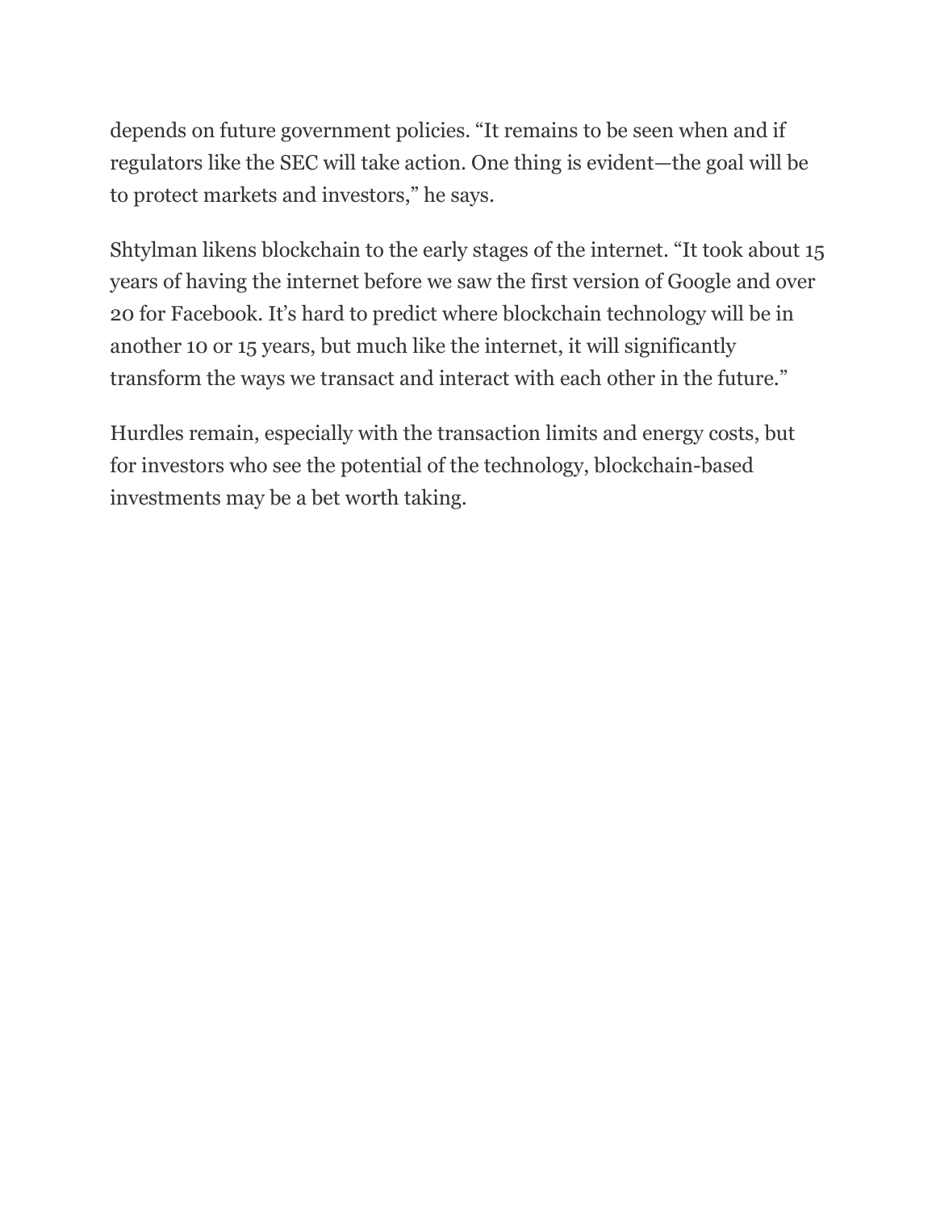depends on future government policies. “It remains to be seen when and if regulators like the SEC will take action. One thing is evident—the goal will be to protect markets and investors,” he says.

Shtylman likens blockchain to the early stages of the internet. “It took about 15 years of having the internet before we saw the first version of Google and over 20 for Facebook. It’s hard to predict where blockchain technology will be in another 10 or 15 years, but much like the internet, it will significantly transform the ways we transact and interact with each other in the future.”

Hurdles remain, especially with the transaction limits and energy costs, but for investors who see the potential of the technology, blockchain-based investments may be a bet worth taking.